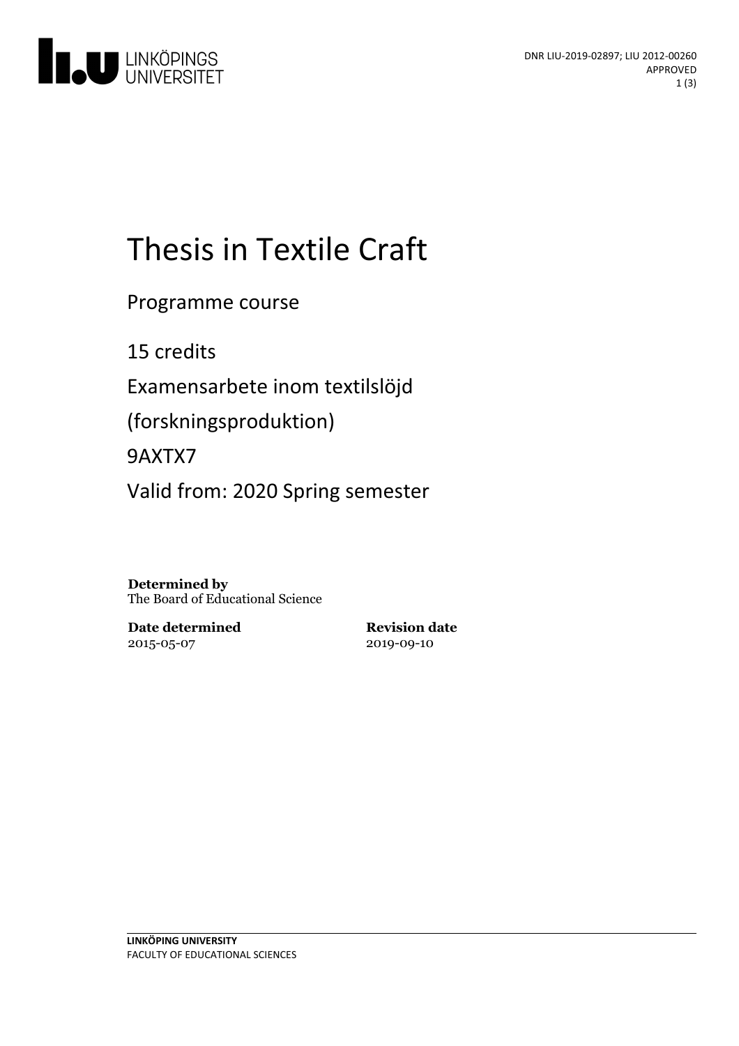DNR LIU-2019-02897; LIU 2012-00260
APPROVED

# Thesis in Textile Craft

Programme course

15 credits

Examensarbete inom textilslöjd

(forskningsproduktion)

9AXTX7

Valid from: 2020 Spring semester

**Determined by**
The Board of Educational Science

**Date determined**
2015-05-07

**Revision date**
2019-09-10

**LINKÖPING UNIVERSITY**
FACULTY OF EDUCATIONAL SCIENCES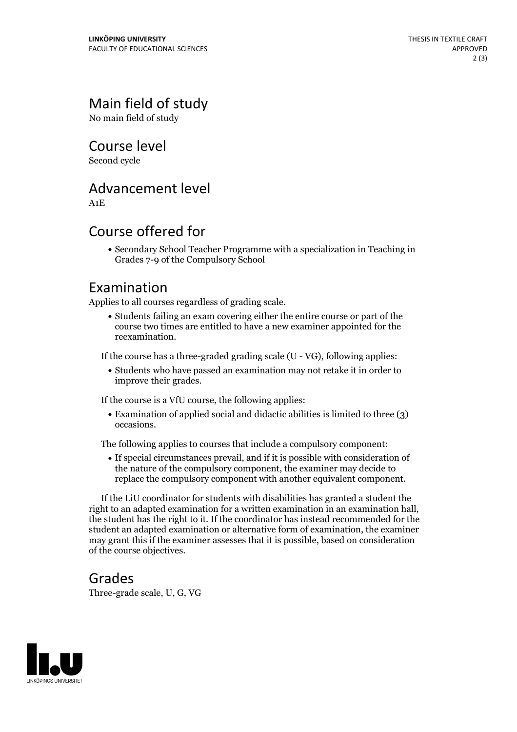## Main field of study

No main field of study

## Course level

Second cycle

## Advancement level

A1E

## Course offered for

- Secondary School Teacher Programme with a specialization in Teaching in Grades 7-9 of the Compulsory School

## Examination

Applies to all courses regardless of grading scale.

- Students failing an exam covering either the entire course or part of the course two times are entitled to have a new examiner appointed for the reexamination.

If the course has a three-graded grading scale (U - VG), following applies:

- Students who have passed an examination may not retake it in order to improve their grades.

If the course is a VfU course, the following applies:

- Examination of applied social and didactic abilities is limited to three (3) occasions.

The following applies to courses that include a compulsory component:

- If special circumstances prevail, and if it is possible with consideration of the nature of the compulsory component, the examiner may decide to replace the compulsory component with another equivalent component.

If the LiU coordinator for students with disabilities has granted a student the right to an adapted examination for a written examination in an examination hall, the student has the right to it. If the coordinator has instead recommended for the student an adapted examination or alternative form of examination, the examiner may grant this if the examiner assesses that it is possible, based on consideration of the course objectives.

## Grades

Three-grade scale, U, G, VG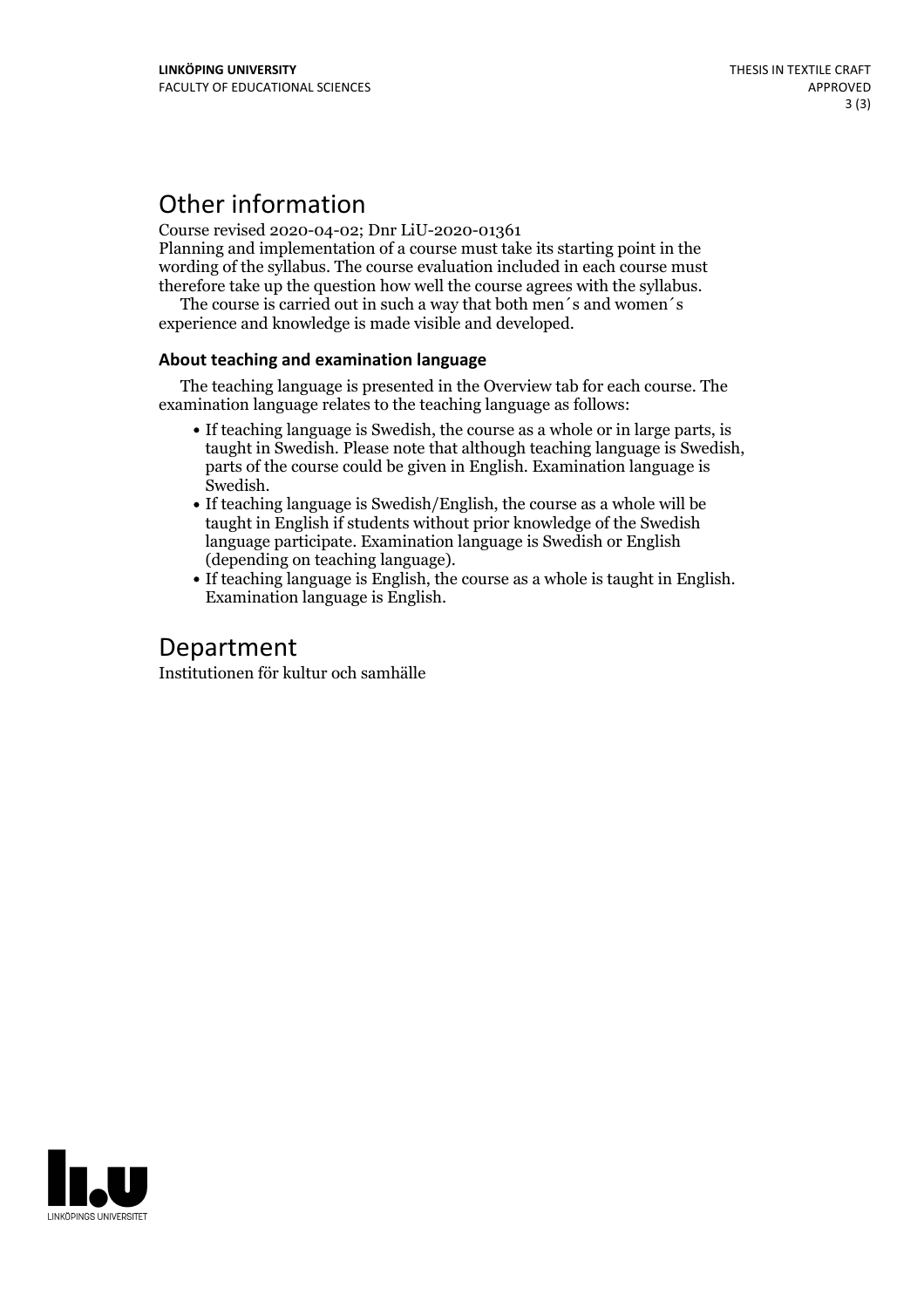# Other information

Course revised 2020-04-02; Dnr LiU-2020-01361

Planning and implementation of a course must take its starting point in the wording of the syllabus. The course evaluation included in each course must therefore take up the question how well the course agrees with the syllabus.

The course is carried out in such a way that both men´s and women´s experience and knowledge is made visible and developed.

### About teaching and examination language

The teaching language is presented in the Overview tab for each course. The examination language relates to the teaching language as follows:

- If teaching language is Swedish, the course as a whole or in large parts, is taught in Swedish. Please note that although teaching language is Swedish, parts of the course could be given in English. Examination language is Swedish.
- If teaching language is Swedish/English, the course as a whole will be taught in English if students without prior knowledge of the Swedish language participate. Examination language is Swedish or English (depending on teaching language).
- If teaching language is English, the course as a whole is taught in English. Examination language is English.

# Department

Institutionen för kultur och samhälle